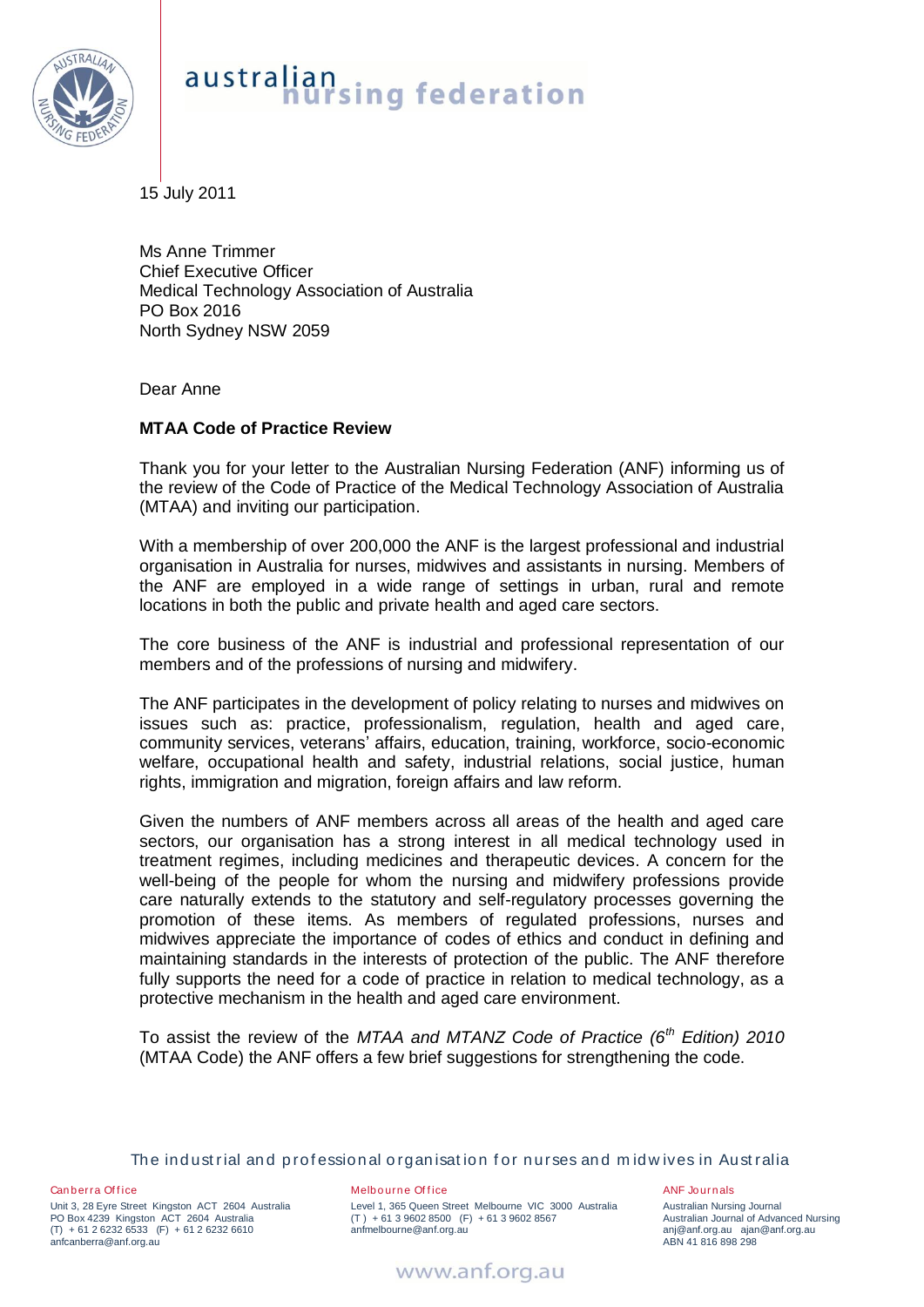# australian nursing federation

15 July 2011

Ms Anne Trimmer
Chief Executive Officer
Medical Technology Association of Australia
PO Box 2016
North Sydney NSW 2059

Dear Anne

**MTAA Code of Practice Review**

Thank you for your letter to the Australian Nursing Federation (ANF) informing us of the review of the Code of Practice of the Medical Technology Association of Australia (MTAA) and inviting our participation.

With a membership of over 200,000 the ANF is the largest professional and industrial organisation in Australia for nurses, midwives and assistants in nursing. Members of the ANF are employed in a wide range of settings in urban, rural and remote locations in both the public and private health and aged care sectors.

The core business of the ANF is industrial and professional representation of our members and of the professions of nursing and midwifery.

The ANF participates in the development of policy relating to nurses and midwives on issues such as: practice, professionalism, regulation, health and aged care, community services, veterans' affairs, education, training, workforce, socio-economic welfare, occupational health and safety, industrial relations, social justice, human rights, immigration and migration, foreign affairs and law reform.

Given the numbers of ANF members across all areas of the health and aged care sectors, our organisation has a strong interest in all medical technology used in treatment regimes, including medicines and therapeutic devices. A concern for the well-being of the people for whom the nursing and midwifery professions provide care naturally extends to the statutory and self-regulatory processes governing the promotion of these items. As members of regulated professions, nurses and midwives appreciate the importance of codes of ethics and conduct in defining and maintaining standards in the interests of protection of the public. The ANF therefore fully supports the need for a code of practice in relation to medical technology, as a protective mechanism in the health and aged care environment.

To assist the review of the *MTAA and MTANZ Code of Practice (6th Edition) 2010* (MTAA Code) the ANF offers a few brief suggestions for strengthening the code.

The industrial and professional organisation for nurses and midwives in Australia

Canberra Office
Unit 3, 28 Eyre Street Kingston ACT 2604 Australia
PO Box 4239 Kingston ACT 2604 Australia
(T) + 61 2 6232 6533 (F) + 61 2 6232 6610
anfcanberra@anf.org.au

Melbourne Office
Level 1, 365 Queen Street Melbourne VIC 3000 Australia
(T) + 61 3 9602 8500 (F) + 61 3 9602 8567
anfmelbourne@anf.org.au

ANF Journals
Australian Nursing Journal
Australian Journal of Advanced Nursing
anj@anf.org.au ajan@anf.org.au
ABN 41 816 898 298

www.anf.org.au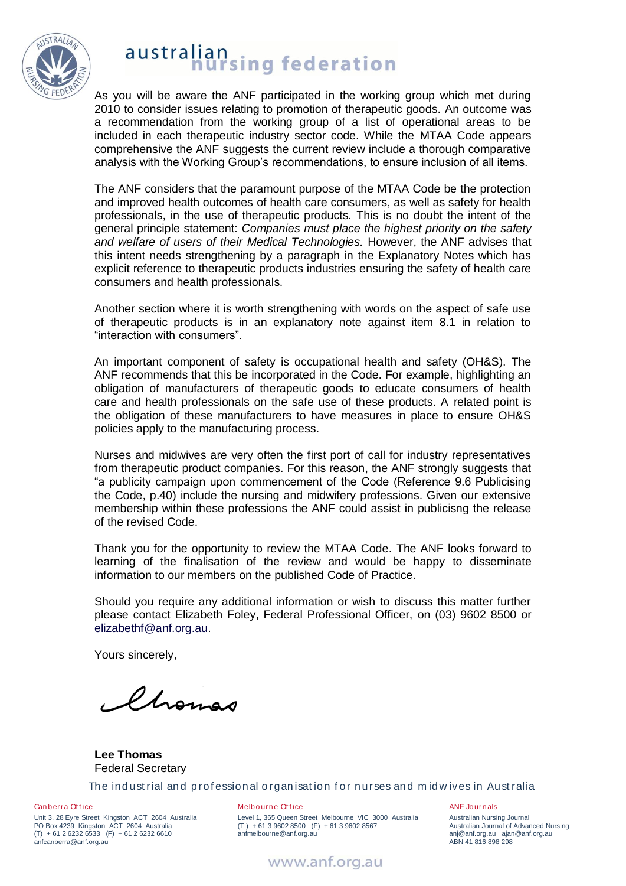As you will be aware the ANF participated in the working group which met during 2010 to consider issues relating to promotion of therapeutic goods. An outcome was a recommendation from the working group of a list of operational areas to be included in each therapeutic industry sector code. While the MTAA Code appears comprehensive the ANF suggests the current review include a thorough comparative analysis with the Working Group's recommendations, to ensure inclusion of all items.

The ANF considers that the paramount purpose of the MTAA Code be the protection and improved health outcomes of health care consumers, as well as safety for health professionals, in the use of therapeutic products. This is no doubt the intent of the general principle statement: *Companies must place the highest priority on the safety and welfare of users of their Medical Technologies.* However, the ANF advises that this intent needs strengthening by a paragraph in the Explanatory Notes which has explicit reference to therapeutic products industries ensuring the safety of health care consumers and health professionals.

Another section where it is worth strengthening with words on the aspect of safe use of therapeutic products is in an explanatory note against item 8.1 in relation to "interaction with consumers".

An important component of safety is occupational health and safety (OH&S). The ANF recommends that this be incorporated in the Code. For example, highlighting an obligation of manufacturers of therapeutic goods to educate consumers of health care and health professionals on the safe use of these products. A related point is the obligation of these manufacturers to have measures in place to ensure OH&S policies apply to the manufacturing process.

Nurses and midwives are very often the first port of call for industry representatives from therapeutic product companies. For this reason, the ANF strongly suggests that "a publicity campaign upon commencement of the Code (Reference 9.6 Publicising the Code, p.40) include the nursing and midwifery professions. Given our extensive membership within these professions the ANF could assist in publicisng the release of the revised Code.

Thank you for the opportunity to review the MTAA Code. The ANF looks forward to learning of the finalisation of the review and would be happy to disseminate information to our members on the published Code of Practice.

Should you require any additional information or wish to discuss this matter further please contact Elizabeth Foley, Federal Professional Officer, on (03) 9602 8500 or elizabethf@anf.org.au.

Yours sincerely,

**Lee Thomas**
Federal Secretary